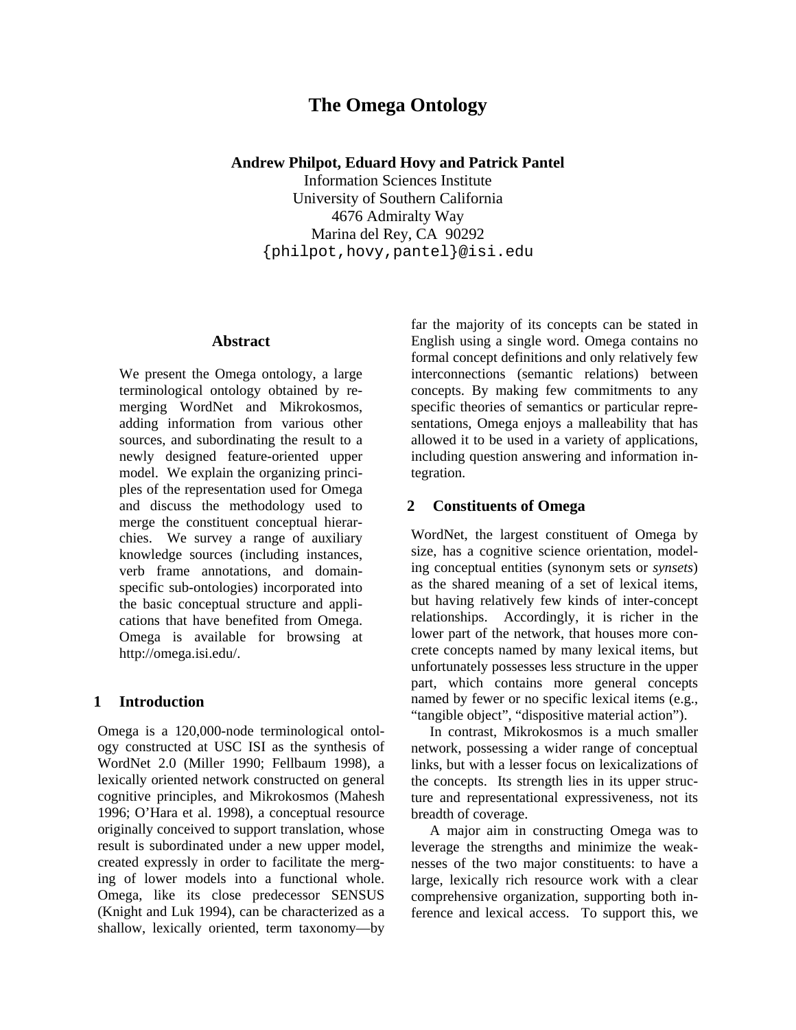# The Omega Ontology

**Andrew Philpot, Eduard Hovy and Patrick Pantel**

Information Sciences Institute
University of Southern California
4676 Admiralty Way
Marina del Rey, CA 90292
{philpot,hovy,pantel}@isi.edu

## Abstract

We present the Omega ontology, a large terminological ontology obtained by remerging WordNet and Mikrokosmos, adding information from various other sources, and subordinating the result to a newly designed feature-oriented upper model. We explain the organizing principles of the representation used for Omega and discuss the methodology used to merge the constituent conceptual hierarchies. We survey a range of auxiliary knowledge sources (including instances, verb frame annotations, and domain-specific sub-ontologies) incorporated into the basic conceptual structure and applications that have benefited from Omega. Omega is available for browsing at http://omega.isi.edu/.

## 1 Introduction

Omega is a 120,000-node terminological ontology constructed at USC ISI as the synthesis of WordNet 2.0 (Miller 1990; Fellbaum 1998), a lexically oriented network constructed on general cognitive principles, and Mikrokosmos (Mahesh 1996; O'Hara et al. 1998), a conceptual resource originally conceived to support translation, whose result is subordinated under a new upper model, created expressly in order to facilitate the merging of lower models into a functional whole. Omega, like its close predecessor SENSUS (Knight and Luk 1994), can be characterized as a shallow, lexically oriented, term taxonomy—by far the majority of its concepts can be stated in English using a single word. Omega contains no formal concept definitions and only relatively few interconnections (semantic relations) between concepts. By making few commitments to any specific theories of semantics or particular representations, Omega enjoys a malleability that has allowed it to be used in a variety of applications, including question answering and information integration.

## 2 Constituents of Omega

WordNet, the largest constituent of Omega by size, has a cognitive science orientation, modeling conceptual entities (synonym sets or *synsets*) as the shared meaning of a set of lexical items, but having relatively few kinds of inter-concept relationships. Accordingly, it is richer in the lower part of the network, that houses more concrete concepts named by many lexical items, but unfortunately possesses less structure in the upper part, which contains more general concepts named by fewer or no specific lexical items (e.g., "tangible object", "dispositive material action").

In contrast, Mikrokosmos is a much smaller network, possessing a wider range of conceptual links, but with a lesser focus on lexicalizations of the concepts. Its strength lies in its upper structure and representational expressiveness, not its breadth of coverage.

A major aim in constructing Omega was to leverage the strengths and minimize the weaknesses of the two major constituents: to have a large, lexically rich resource work with a clear comprehensive organization, supporting both inference and lexical access. To support this, we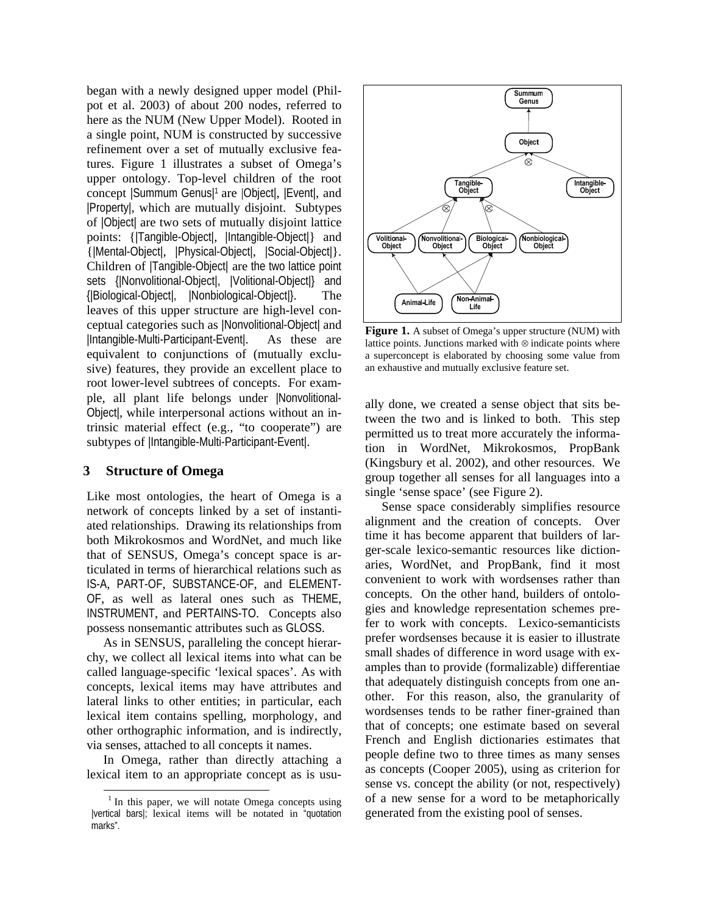began with a newly designed upper model (Philpot et al. 2003) of about 200 nodes, referred to here as the NUM (New Upper Model). Rooted in a single point, NUM is constructed by successive refinement over a set of mutually exclusive features. Figure 1 illustrates a subset of Omega's upper ontology. Top-level children of the root concept |Summum Genus|[1] are |Object|, |Event|, and |Property|, which are mutually disjoint. Subtypes of |Object| are two sets of mutually disjoint lattice points: {|Tangible-Object|, |Intangible-Object|} and {|Mental-Object|, |Physical-Object|, |Social-Object|}. Children of |Tangible-Object| are the two lattice point sets {|Nonvolitional-Object|, |Volitional-Object|} and {|Biological-Object|, |Nonbiological-Object|}. The leaves of this upper structure are high-level conceptual categories such as |Nonvolitional-Object| and |Intangible-Multi-Participant-Event|. As these are equivalent to conjunctions of (mutually exclusive) features, they provide an excellent place to root lower-level subtrees of concepts. For example, all plant life belongs under |Nonvolitional-Object|, while interpersonal actions without an intrinsic material effect (e.g., "to cooperate") are subtypes of |Intangible-Multi-Participant-Event|.

**Figure 1.** A subset of Omega's upper structure (NUM) with lattice points. Junctions marked with ⊗ indicate points where a superconcept is elaborated by choosing some value from an exhaustive and mutually exclusive feature set.

## 3 Structure of Omega

Like most ontologies, the heart of Omega is a network of concepts linked by a set of instantiated relationships. Drawing its relationships from both Mikrokosmos and WordNet, and much like that of SENSUS, Omega's concept space is articulated in terms of hierarchical relations such as IS-A, PART-OF, SUBSTANCE-OF, and ELEMENT-OF, as well as lateral ones such as THEME, INSTRUMENT, and PERTAINS-TO. Concepts also possess nonsemantic attributes such as GLOSS.

As in SENSUS, paralleling the concept hierarchy, we collect all lexical items into what can be called language-specific 'lexical spaces'. As with concepts, lexical items may have attributes and lateral links to other entities; in particular, each lexical item contains spelling, morphology, and other orthographic information, and is indirectly, via senses, attached to all concepts it names.

In Omega, rather than directly attaching a lexical item to an appropriate concept as is usually done, we created a sense object that sits between the two and is linked to both. This step permitted us to treat more accurately the information in WordNet, Mikrokosmos, PropBank (Kingsbury et al. 2002), and other resources. We group together all senses for all languages into a single 'sense space' (see Figure 2).

Sense space considerably simplifies resource alignment and the creation of concepts. Over time it has become apparent that builders of larger-scale lexico-semantic resources like dictionaries, WordNet, and PropBank, find it most convenient to work with wordsenses rather than concepts. On the other hand, builders of ontologies and knowledge representation schemes prefer to work with concepts. Lexico-semanticists prefer wordsenses because it is easier to illustrate small shades of difference in word usage with examples than to provide (formalizable) differentiae that adequately distinguish concepts from one another. For this reason, also, the granularity of wordsenses tends to be rather finer-grained than that of concepts; one estimate based on several French and English dictionaries estimates that people define two to three times as many senses as concepts (Cooper 2005), using as criterion for sense vs. concept the ability (or not, respectively) of a new sense for a word to be metaphorically generated from the existing pool of senses.

[1] In this paper, we will notate Omega concepts using |vertical bars|; lexical items will be notated in "quotation marks".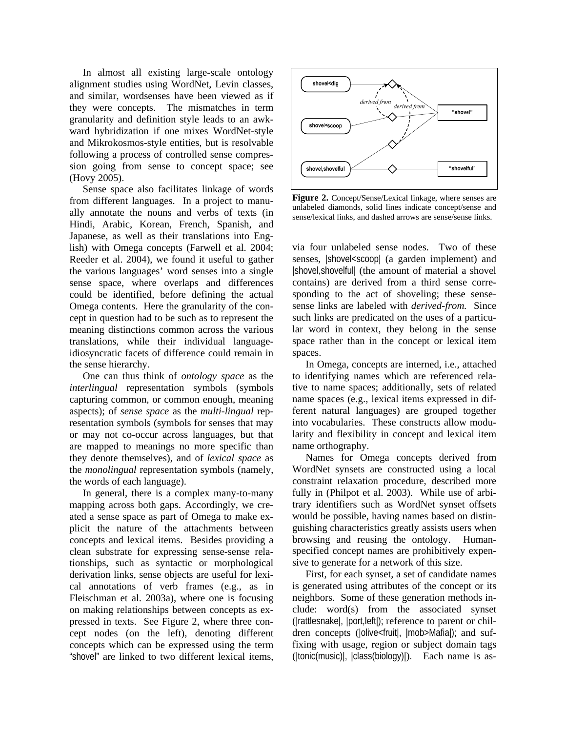In almost all existing large-scale ontology alignment studies using WordNet, Levin classes, and similar, wordsenses have been viewed as if they were concepts. The mismatches in term granularity and definition style leads to an awkward hybridization if one mixes WordNet-style and Mikrokosmos-style entities, but is resolvable following a process of controlled sense compression going from sense to concept space; see (Hovy 2005).

Sense space also facilitates linkage of words from different languages. In a project to manually annotate the nouns and verbs of texts (in Hindi, Arabic, Korean, French, Spanish, and Japanese, as well as their translations into English) with Omega concepts (Farwell et al. 2004; Reeder et al. 2004), we found it useful to gather the various languages' word senses into a single sense space, where overlaps and differences could be identified, before defining the actual Omega contents. Here the granularity of the concept in question had to be such as to represent the meaning distinctions common across the various translations, while their individual language-idiosyncratic facets of difference could remain in the sense hierarchy.

One can thus think of *ontology space* as the *interlingual* representation symbols (symbols capturing common, or common enough, meaning aspects); of *sense space* as the *multi-lingual* representation symbols (symbols for senses that may or may not co-occur across languages, but that are mapped to meanings no more specific than they denote themselves), and of *lexical space* as the *monolingual* representation symbols (namely, the words of each language).

In general, there is a complex many-to-many mapping across both gaps. Accordingly, we created a sense space as part of Omega to make explicit the nature of the attachments between concepts and lexical items. Besides providing a clean substrate for expressing sense-sense relationships, such as syntactic or morphological derivation links, sense objects are useful for lexical annotations of verb frames (e.g., as in Fleischman et al. 2003a), where one is focusing on making relationships between concepts as expressed in texts. See Figure 2, where three concept nodes (on the left), denoting different concepts which can be expressed using the term "shovel" are linked to two different lexical items, via four unlabeled sense nodes. Two of these senses, |shovel<scoop| (a garden implement) and |shovel,shovelful| (the amount of material a shovel contains) are derived from a third sense corresponding to the act of shoveling; these sense-sense links are labeled with *derived-from.* Since such links are predicated on the uses of a particular word in context, they belong in the sense space rather than in the concept or lexical item spaces.

shovel<dig

shovel<scoop

shovel,shovelful

derived from

derived from

"shovel"

"shovelful"

**Figure 2.** Concept/Sense/Lexical linkage, where senses are unlabeled diamonds, solid lines indicate concept/sense and sense/lexical links, and dashed arrows are sense/sense links.

In Omega, concepts are interned, i.e., attached to identifying names which are referenced relative to name spaces; additionally, sets of related name spaces (e.g., lexical items expressed in different natural languages) are grouped together into vocabularies. These constructs allow modularity and flexibility in concept and lexical item name orthography.

Names for Omega concepts derived from WordNet synsets are constructed using a local constraint relaxation procedure, described more fully in (Philpot et al. 2003). While use of arbitrary identifiers such as WordNet synset offsets would be possible, having names based on distinguishing characteristics greatly assists users when browsing and reusing the ontology. Human-specified concept names are prohibitively expensive to generate for a network of this size.

First, for each synset, a set of candidate names is generated using attributes of the concept or its neighbors. Some of these generation methods include: word(s) from the associated synset (|rattlesnake|, |port,left|); reference to parent or children concepts (|olive<fruit|, |mob>Mafia|); and suffixing with usage, region or subject domain tags (|tonic(music)|, |class(biology)|). Each name is as-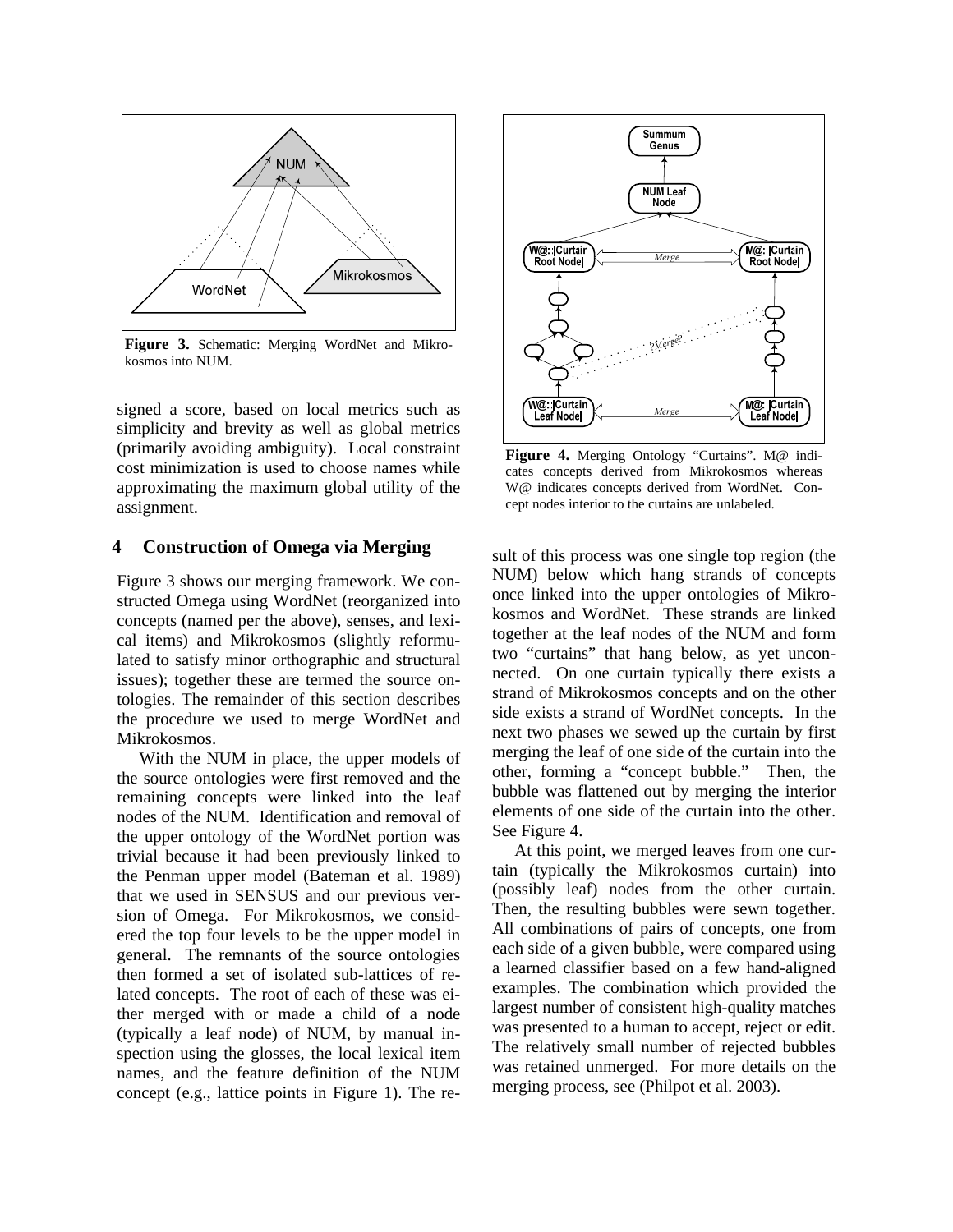NUM

WordNet

Mikrokosmos

**Figure 3.** Schematic: Merging WordNet and Mikrokosmos into NUM.

signed a score, based on local metrics such as simplicity and brevity as well as global metrics (primarily avoiding ambiguity). Local constraint cost minimization is used to choose names while approximating the maximum global utility of the assignment.

## 4 Construction of Omega via Merging

Figure 3 shows our merging framework. We constructed Omega using WordNet (reorganized into concepts (named per the above), senses, and lexical items) and Mikrokosmos (slightly reformulated to satisfy minor orthographic and structural issues); together these are termed the source ontologies. The remainder of this section describes the procedure we used to merge WordNet and Mikrokosmos.

With the NUM in place, the upper models of the source ontologies were first removed and the remaining concepts were linked into the leaf nodes of the NUM. Identification and removal of the upper ontology of the WordNet portion was trivial because it had been previously linked to the Penman upper model (Bateman et al. 1989) that we used in SENSUS and our previous version of Omega. For Mikrokosmos, we considered the top four levels to be the upper model in general. The remnants of the source ontologies then formed a set of isolated sub-lattices of related concepts. The root of each of these was either merged with or made a child of a node (typically a leaf node) of NUM, by manual inspection using the glosses, the local lexical item names, and the feature definition of the NUM concept (e.g., lattice points in Figure 1). The result of this process was one single top region (the NUM) below which hang strands of concepts once linked into the upper ontologies of Mikrokosmos and WordNet. These strands are linked together at the leaf nodes of the NUM and form two "curtains" that hang below, as yet unconnected. On one curtain typically there exists a strand of Mikrokosmos concepts and on the other side exists a strand of WordNet concepts. In the next two phases we sewed up the curtain by first merging the leaf of one side of the curtain into the other, forming a "concept bubble." Then, the bubble was flattened out by merging the interior elements of one side of the curtain into the other. See Figure 4.

Summum Genus

NUM Leaf Node

W@::|Curtain Root Node|

Merge

M@::|Curtain Root Node|

?Merge?

W@::|Curtain Leaf Node|

Merge

M@::|Curtain Leaf Node|

**Figure 4.** Merging Ontology "Curtains". M@ indicates concepts derived from Mikrokosmos whereas W@ indicates concepts derived from WordNet. Concept nodes interior to the curtains are unlabeled.

At this point, we merged leaves from one curtain (typically the Mikrokosmos curtain) into (possibly leaf) nodes from the other curtain. Then, the resulting bubbles were sewn together. All combinations of pairs of concepts, one from each side of a given bubble, were compared using a learned classifier based on a few hand-aligned examples. The combination which provided the largest number of consistent high-quality matches was presented to a human to accept, reject or edit. The relatively small number of rejected bubbles was retained unmerged. For more details on the merging process, see (Philpot et al. 2003).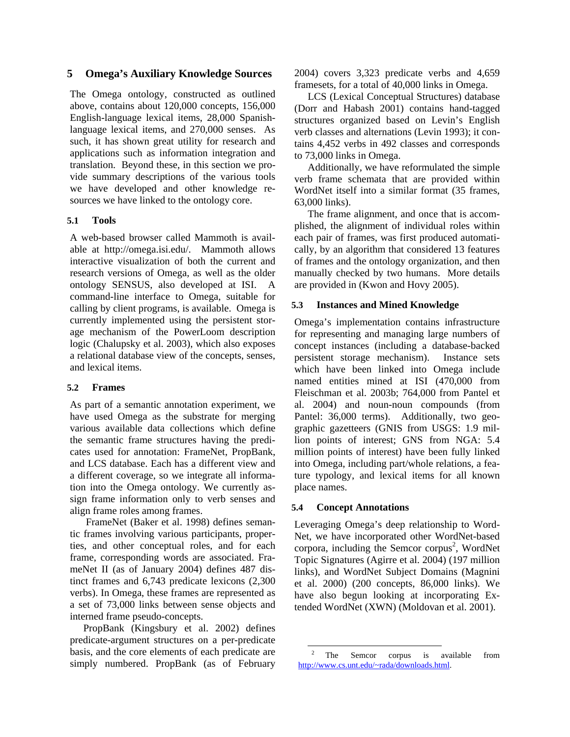## 5 Omega's Auxiliary Knowledge Sources

The Omega ontology, constructed as outlined above, contains about 120,000 concepts, 156,000 English-language lexical items, 28,000 Spanish-language lexical items, and 270,000 senses. As such, it has shown great utility for research and applications such as information integration and translation. Beyond these, in this section we provide summary descriptions of the various tools we have developed and other knowledge resources we have linked to the ontology core.

### 5.1 Tools

A web-based browser called Mammoth is available at http://omega.isi.edu/. Mammoth allows interactive visualization of both the current and research versions of Omega, as well as the older ontology SENSUS, also developed at ISI. A command-line interface to Omega, suitable for calling by client programs, is available. Omega is currently implemented using the persistent storage mechanism of the PowerLoom description logic (Chalupsky et al. 2003), which also exposes a relational database view of the concepts, senses, and lexical items.

### 5.2 Frames

As part of a semantic annotation experiment, we have used Omega as the substrate for merging various available data collections which define the semantic frame structures having the predicates used for annotation: FrameNet, PropBank, and LCS database. Each has a different view and a different coverage, so we integrate all information into the Omega ontology. We currently assign frame information only to verb senses and align frame roles among frames.

FrameNet (Baker et al. 1998) defines semantic frames involving various participants, properties, and other conceptual roles, and for each frame, corresponding words are associated. FrameNet II (as of January 2004) defines 487 distinct frames and 6,743 predicate lexicons (2,300 verbs). In Omega, these frames are represented as a set of 73,000 links between sense objects and interned frame pseudo-concepts.

PropBank (Kingsbury et al. 2002) defines predicate-argument structures on a per-predicate basis, and the core elements of each predicate are simply numbered. PropBank (as of February 2004) covers 3,323 predicate verbs and 4,659 framesets, for a total of 40,000 links in Omega.

LCS (Lexical Conceptual Structures) database (Dorr and Habash 2001) contains hand-tagged structures organized based on Levin's English verb classes and alternations (Levin 1993); it contains 4,452 verbs in 492 classes and corresponds to 73,000 links in Omega.

Additionally, we have reformulated the simple verb frame schemata that are provided within WordNet itself into a similar format (35 frames, 63,000 links).

The frame alignment, and once that is accomplished, the alignment of individual roles within each pair of frames, was first produced automatically, by an algorithm that considered 13 features of frames and the ontology organization, and then manually checked by two humans. More details are provided in (Kwon and Hovy 2005).

### 5.3 Instances and Mined Knowledge

Omega's implementation contains infrastructure for representing and managing large numbers of concept instances (including a database-backed persistent storage mechanism). Instance sets which have been linked into Omega include named entities mined at ISI (470,000 from Fleischman et al. 2003b; 764,000 from Pantel et al. 2004) and noun-noun compounds (from Pantel: 36,000 terms). Additionally, two geographic gazetteers (GNIS from USGS: 1.9 million points of interest; GNS from NGA: 5.4 million points of interest) have been fully linked into Omega, including part/whole relations, a feature typology, and lexical items for all known place names.

### 5.4 Concept Annotations

Leveraging Omega's deep relationship to WordNet, we have incorporated other WordNet-based corpora, including the Semcor corpus[2], WordNet Topic Signatures (Agirre et al. 2004) (197 million links), and WordNet Subject Domains (Magnini et al. 2000) (200 concepts, 86,000 links). We have also begun looking at incorporating Extended WordNet (XWN) (Moldovan et al. 2001).

---

[2] The Semcor corpus is available from http://www.cs.unt.edu/~rada/downloads.html.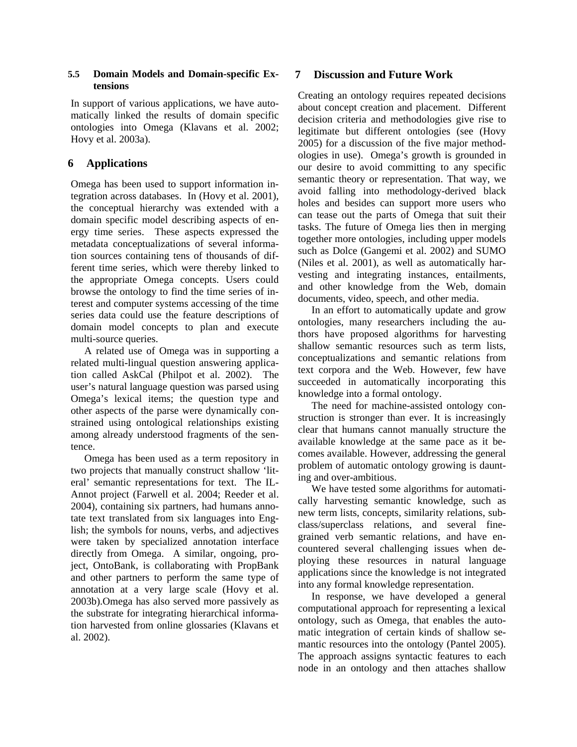### 5.5 Domain Models and Domain-specific Extensions

In support of various applications, we have automatically linked the results of domain specific ontologies into Omega (Klavans et al. 2002; Hovy et al. 2003a).

## 6 Applications

Omega has been used to support information integration across databases. In (Hovy et al. 2001), the conceptual hierarchy was extended with a domain specific model describing aspects of energy time series. These aspects expressed the metadata conceptualizations of several information sources containing tens of thousands of different time series, which were thereby linked to the appropriate Omega concepts. Users could browse the ontology to find the time series of interest and computer systems accessing of the time series data could use the feature descriptions of domain model concepts to plan and execute multi-source queries.

A related use of Omega was in supporting a related multi-lingual question answering application called AskCal (Philpot et al. 2002). The user's natural language question was parsed using Omega's lexical items; the question type and other aspects of the parse were dynamically constrained using ontological relationships existing among already understood fragments of the sentence.

Omega has been used as a term repository in two projects that manually construct shallow 'literal' semantic representations for text. The IL-Annot project (Farwell et al. 2004; Reeder et al. 2004), containing six partners, had humans annotate text translated from six languages into English; the symbols for nouns, verbs, and adjectives were taken by specialized annotation interface directly from Omega. A similar, ongoing, project, OntoBank, is collaborating with PropBank and other partners to perform the same type of annotation at a very large scale (Hovy et al. 2003b).Omega has also served more passively as the substrate for integrating hierarchical information harvested from online glossaries (Klavans et al. 2002).

## 7 Discussion and Future Work

Creating an ontology requires repeated decisions about concept creation and placement. Different decision criteria and methodologies give rise to legitimate but different ontologies (see (Hovy 2005) for a discussion of the five major methodologies in use). Omega's growth is grounded in our desire to avoid committing to any specific semantic theory or representation. That way, we avoid falling into methodology-derived black holes and besides can support more users who can tease out the parts of Omega that suit their tasks. The future of Omega lies then in merging together more ontologies, including upper models such as Dolce (Gangemi et al. 2002) and SUMO (Niles et al. 2001), as well as automatically harvesting and integrating instances, entailments, and other knowledge from the Web, domain documents, video, speech, and other media.

In an effort to automatically update and grow ontologies, many researchers including the authors have proposed algorithms for harvesting shallow semantic resources such as term lists, conceptualizations and semantic relations from text corpora and the Web. However, few have succeeded in automatically incorporating this knowledge into a formal ontology.

The need for machine-assisted ontology construction is stronger than ever. It is increasingly clear that humans cannot manually structure the available knowledge at the same pace as it becomes available. However, addressing the general problem of automatic ontology growing is daunting and over-ambitious.

We have tested some algorithms for automatically harvesting semantic knowledge, such as new term lists, concepts, similarity relations, subclass/superclass relations, and several fine-grained verb semantic relations, and have encountered several challenging issues when deploying these resources in natural language applications since the knowledge is not integrated into any formal knowledge representation.

In response, we have developed a general computational approach for representing a lexical ontology, such as Omega, that enables the automatic integration of certain kinds of shallow semantic resources into the ontology (Pantel 2005). The approach assigns syntactic features to each node in an ontology and then attaches shallow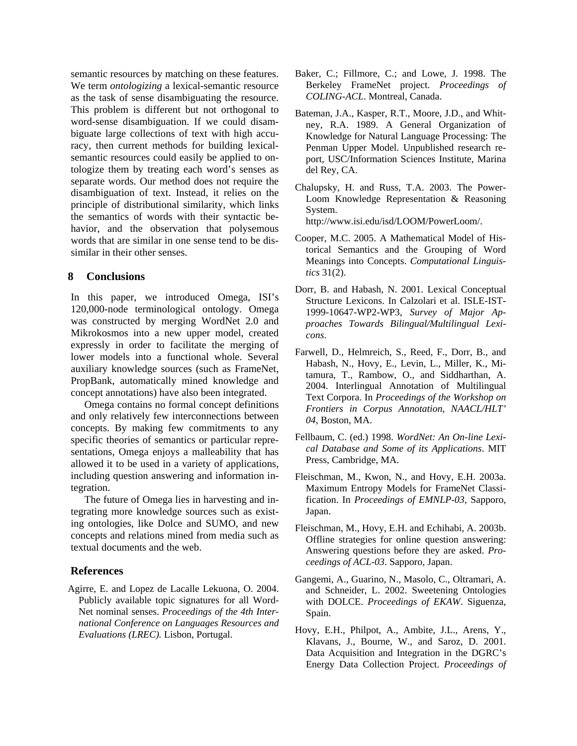semantic resources by matching on these features. We term *ontologizing* a lexical-semantic resource as the task of sense disambiguating the resource. This problem is different but not orthogonal to word-sense disambiguation. If we could disambiguate large collections of text with high accuracy, then current methods for building lexical-semantic resources could easily be applied to ontologize them by treating each word's senses as separate words. Our method does not require the disambiguation of text. Instead, it relies on the principle of distributional similarity, which links the semantics of words with their syntactic behavior, and the observation that polysemous words that are similar in one sense tend to be dissimilar in their other senses.

## 8 Conclusions

In this paper, we introduced Omega, ISI's 120,000-node terminological ontology. Omega was constructed by merging WordNet 2.0 and Mikrokosmos into a new upper model, created expressly in order to facilitate the merging of lower models into a functional whole. Several auxiliary knowledge sources (such as FrameNet, PropBank, automatically mined knowledge and concept annotations) have also been integrated.

Omega contains no formal concept definitions and only relatively few interconnections between concepts. By making few commitments to any specific theories of semantics or particular representations, Omega enjoys a malleability that has allowed it to be used in a variety of applications, including question answering and information integration.

The future of Omega lies in harvesting and integrating more knowledge sources such as existing ontologies, like Dolce and SUMO, and new concepts and relations mined from media such as textual documents and the web.

## References

Agirre, E. and Lopez de Lacalle Lekuona, O. 2004. Publicly available topic signatures for all WordNet nominal senses. *Proceedings of the 4th International Conference on Languages Resources and Evaluations (LREC).* Lisbon, Portugal.

Baker, C.; Fillmore, C.; and Lowe, J. 1998. The Berkeley FrameNet project. *Proceedings of COLING-ACL*. Montreal, Canada.

Bateman, J.A., Kasper, R.T., Moore, J.D., and Whitney, R.A. 1989. A General Organization of Knowledge for Natural Language Processing: The Penman Upper Model. Unpublished research report, USC/Information Sciences Institute, Marina del Rey, CA.

Chalupsky, H. and Russ, T.A. 2003. The PowerLoom Knowledge Representation & Reasoning System. http://www.isi.edu/isd/LOOM/PowerLoom/.

Cooper, M.C. 2005. A Mathematical Model of Historical Semantics and the Grouping of Word Meanings into Concepts. *Computational Linguistics* 31(2).

Dorr, B. and Habash, N. 2001. Lexical Conceptual Structure Lexicons. In Calzolari et al. ISLE-IST-1999-10647-WP2-WP3, *Survey of Major Approaches Towards Bilingual/Multilingual Lexicons*.

Farwell, D., Helmreich, S., Reed, F., Dorr, B., and Habash, N., Hovy, E., Levin, L., Miller, K., Mitamura, T., Rambow, O., and Siddharthan, A. 2004. Interlingual Annotation of Multilingual Text Corpora. In *Proceedings of the Workshop on Frontiers in Corpus Annotation, NAACL/HLT' 04*, Boston, MA.

Fellbaum, C. (ed.) 1998. *WordNet: An On-line Lexical Database and Some of its Applications*. MIT Press, Cambridge, MA.

Fleischman, M., Kwon, N., and Hovy, E.H. 2003a. Maximum Entropy Models for FrameNet Classification. In *Proceedings of EMNLP-03*, Sapporo, Japan.

Fleischman, M., Hovy, E.H. and Echihabi, A. 2003b. Offline strategies for online question answering: Answering questions before they are asked. *Proceedings of ACL-03*. Sapporo, Japan.

Gangemi, A., Guarino, N., Masolo, C., Oltramari, A. and Schneider, L. 2002. Sweetening Ontologies with DOLCE. *Proceedings of EKAW*. Siguenza, Spain.

Hovy, E.H., Philpot, A., Ambite, J.L., Arens, Y., Klavans, J., Bourne, W., and Saroz, D. 2001. Data Acquisition and Integration in the DGRC's Energy Data Collection Project. *Proceedings of*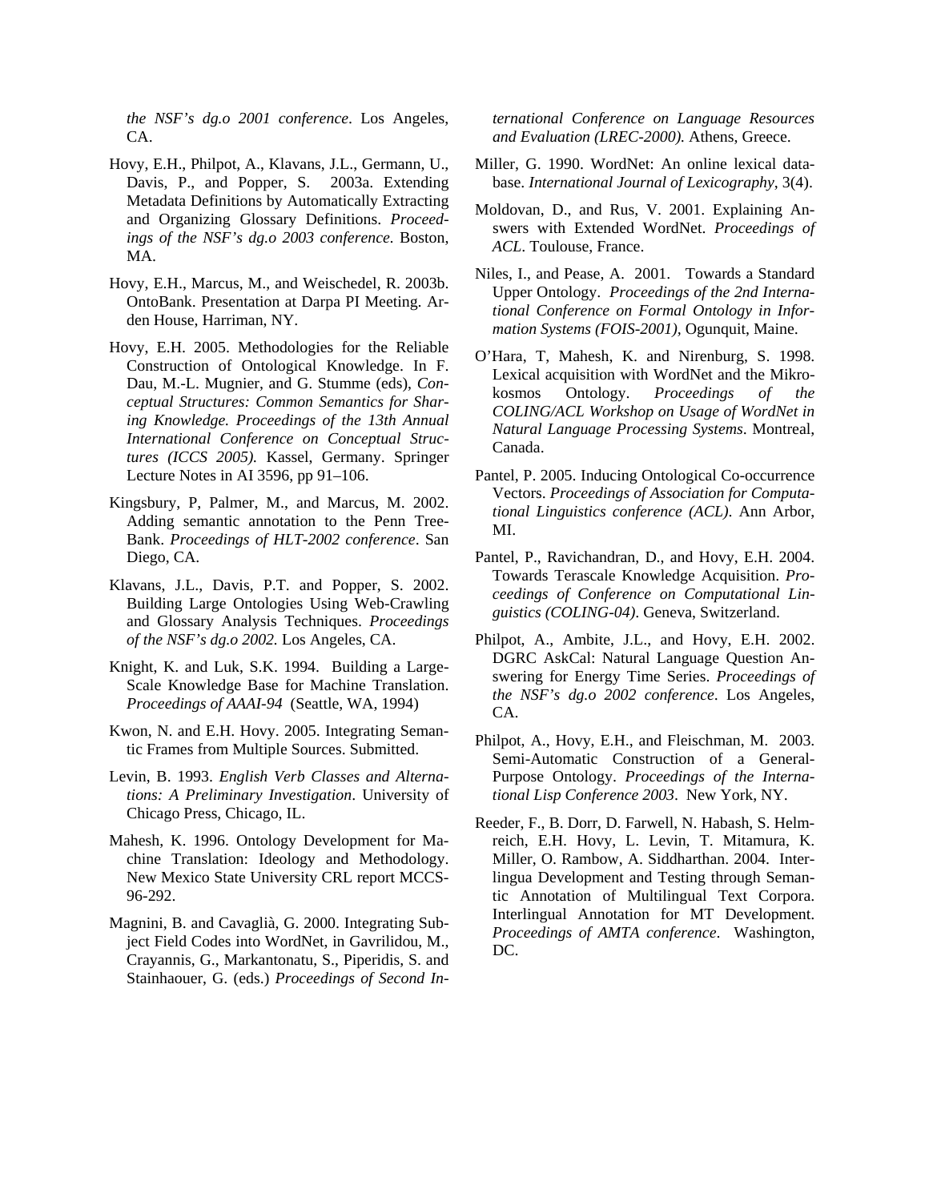*the NSF's dg.o 2001 conference*. Los Angeles, CA.

Hovy, E.H., Philpot, A., Klavans, J.L., Germann, U., Davis, P., and Popper, S. 2003a. Extending Metadata Definitions by Automatically Extracting and Organizing Glossary Definitions. *Proceedings of the NSF's dg.o 2003 conference*. Boston, MA.

Hovy, E.H., Marcus, M., and Weischedel, R. 2003b. OntoBank. Presentation at Darpa PI Meeting. Arden House, Harriman, NY.

Hovy, E.H. 2005. Methodologies for the Reliable Construction of Ontological Knowledge. In F. Dau, M.-L. Mugnier, and G. Stumme (eds), *Conceptual Structures: Common Semantics for Sharing Knowledge. Proceedings of the 13th Annual International Conference on Conceptual Structures (ICCS 2005).* Kassel, Germany. Springer Lecture Notes in AI 3596, pp 91–106.

Kingsbury, P, Palmer, M., and Marcus, M. 2002. Adding semantic annotation to the Penn TreeBank. *Proceedings of HLT-2002 conference*. San Diego, CA.

Klavans, J.L., Davis, P.T. and Popper, S. 2002. Building Large Ontologies Using Web-Crawling and Glossary Analysis Techniques. *Proceedings of the NSF's dg.o 2002.* Los Angeles, CA.

Knight, K. and Luk, S.K. 1994. Building a Large-Scale Knowledge Base for Machine Translation. *Proceedings of AAAI-94* (Seattle, WA, 1994)

Kwon, N. and E.H. Hovy. 2005. Integrating Semantic Frames from Multiple Sources. Submitted.

Levin, B. 1993. *English Verb Classes and Alternations: A Preliminary Investigation*. University of Chicago Press, Chicago, IL.

Mahesh, K. 1996. Ontology Development for Machine Translation: Ideology and Methodology. New Mexico State University CRL report MCCS-96-292.

Magnini, B. and Cavaglià, G. 2000. Integrating Subject Field Codes into WordNet, in Gavrilidou, M., Crayannis, G., Markantonatu, S., Piperidis, S. and Stainhaouer, G. (eds.) *Proceedings of Second International Conference on Language Resources and Evaluation (LREC-2000).* Athens, Greece.

Miller, G. 1990. WordNet: An online lexical database. *International Journal of Lexicography*, 3(4).

Moldovan, D., and Rus, V. 2001. Explaining Answers with Extended WordNet. *Proceedings of ACL*. Toulouse, France.

Niles, I., and Pease, A. 2001. Towards a Standard Upper Ontology. *Proceedings of the 2nd International Conference on Formal Ontology in Information Systems (FOIS-2001)*, Ogunquit, Maine.

O'Hara, T, Mahesh, K. and Nirenburg, S. 1998. Lexical acquisition with WordNet and the Mikrokosmos Ontology. *Proceedings of the COLING/ACL Workshop on Usage of WordNet in Natural Language Processing Systems*. Montreal, Canada.

Pantel, P. 2005. Inducing Ontological Co-occurrence Vectors. *Proceedings of Association for Computational Linguistics conference (ACL)*. Ann Arbor, MI.

Pantel, P., Ravichandran, D., and Hovy, E.H. 2004. Towards Terascale Knowledge Acquisition. *Proceedings of Conference on Computational Linguistics (COLING-04)*. Geneva, Switzerland.

Philpot, A., Ambite, J.L., and Hovy, E.H. 2002. DGRC AskCal: Natural Language Question Answering for Energy Time Series. *Proceedings of the NSF's dg.o 2002 conference*. Los Angeles, CA.

Philpot, A., Hovy, E.H., and Fleischman, M. 2003. Semi-Automatic Construction of a General-Purpose Ontology. *Proceedings of the International Lisp Conference 2003*. New York, NY.

Reeder, F., B. Dorr, D. Farwell, N. Habash, S. Helmreich, E.H. Hovy, L. Levin, T. Mitamura, K. Miller, O. Rambow, A. Siddharthan. 2004. Interlingua Development and Testing through Semantic Annotation of Multilingual Text Corpora. Interlingual Annotation for MT Development. *Proceedings of AMTA conference*. Washington, DC.